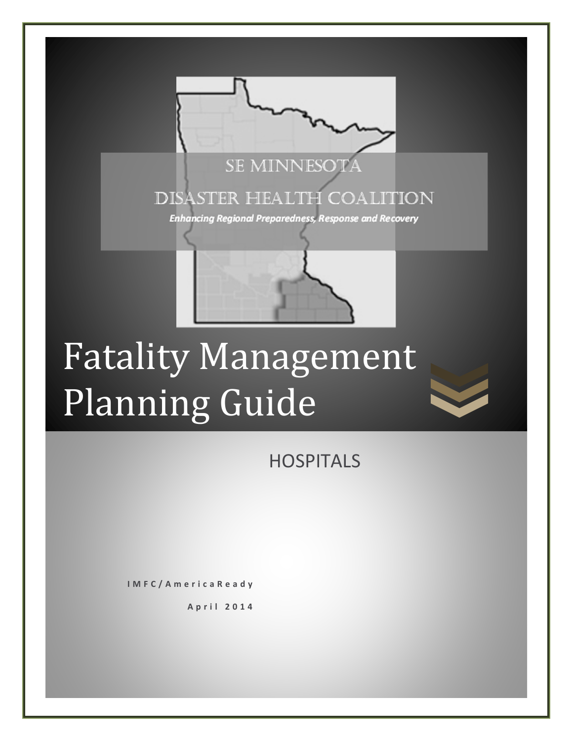SE MINNESOTA

DISASTER HEALTH COALITION

*Enhancing Regional Preparedness, Response and Recovery*

# Fatality Management Planning Guide

HOSPITALS

IMFC/AmericaReady

April 2014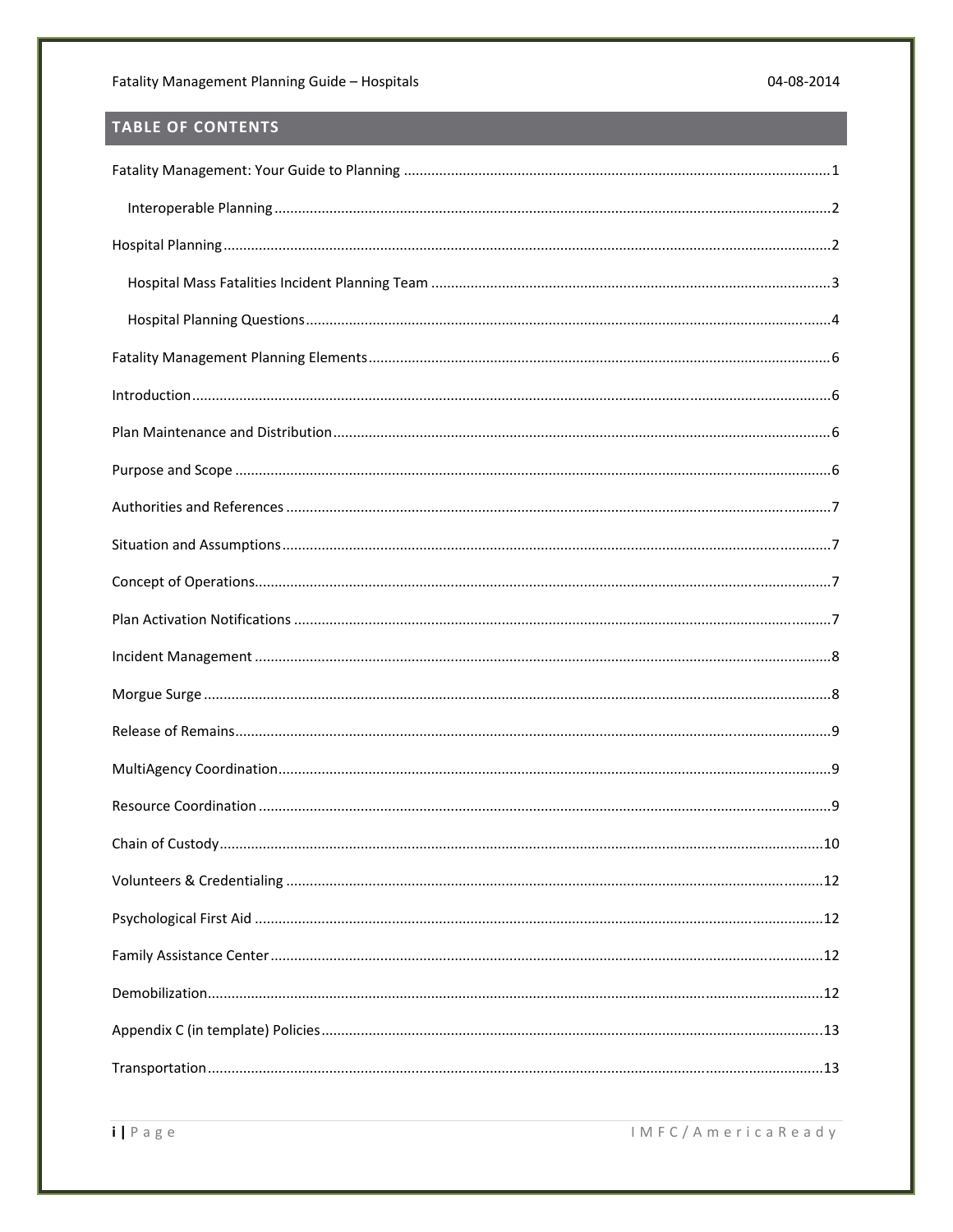## TABLE OF CONTENTS

Fatality Management: Your Guide to Planning ........................................................................................................1

- Interoperable Planning ........................................................................................................2

Hospital Planning ........................................................................................................2

- Hospital Mass Fatalities Incident Planning Team ........................................................................................................3
- Hospital Planning Questions ........................................................................................................4

Fatality Management Planning Elements ........................................................................................................6

Introduction ........................................................................................................6

Plan Maintenance and Distribution ........................................................................................................6

Purpose and Scope ........................................................................................................6

Authorities and References ........................................................................................................7

Situation and Assumptions ........................................................................................................7

Concept of Operations ........................................................................................................7

Plan Activation Notifications ........................................................................................................7

Incident Management ........................................................................................................8

Morgue Surge ........................................................................................................8

Release of Remains ........................................................................................................9

MultiAgency Coordination ........................................................................................................9

Resource Coordination ........................................................................................................9

Chain of Custody ........................................................................................................10

Volunteers & Credentialing ........................................................................................................12

Psychological First Aid ........................................................................................................12

Family Assistance Center ........................................................................................................12

Demobilization ........................................................................................................12

Appendix C (in template) Policies ........................................................................................................13

Transportation ........................................................................................................13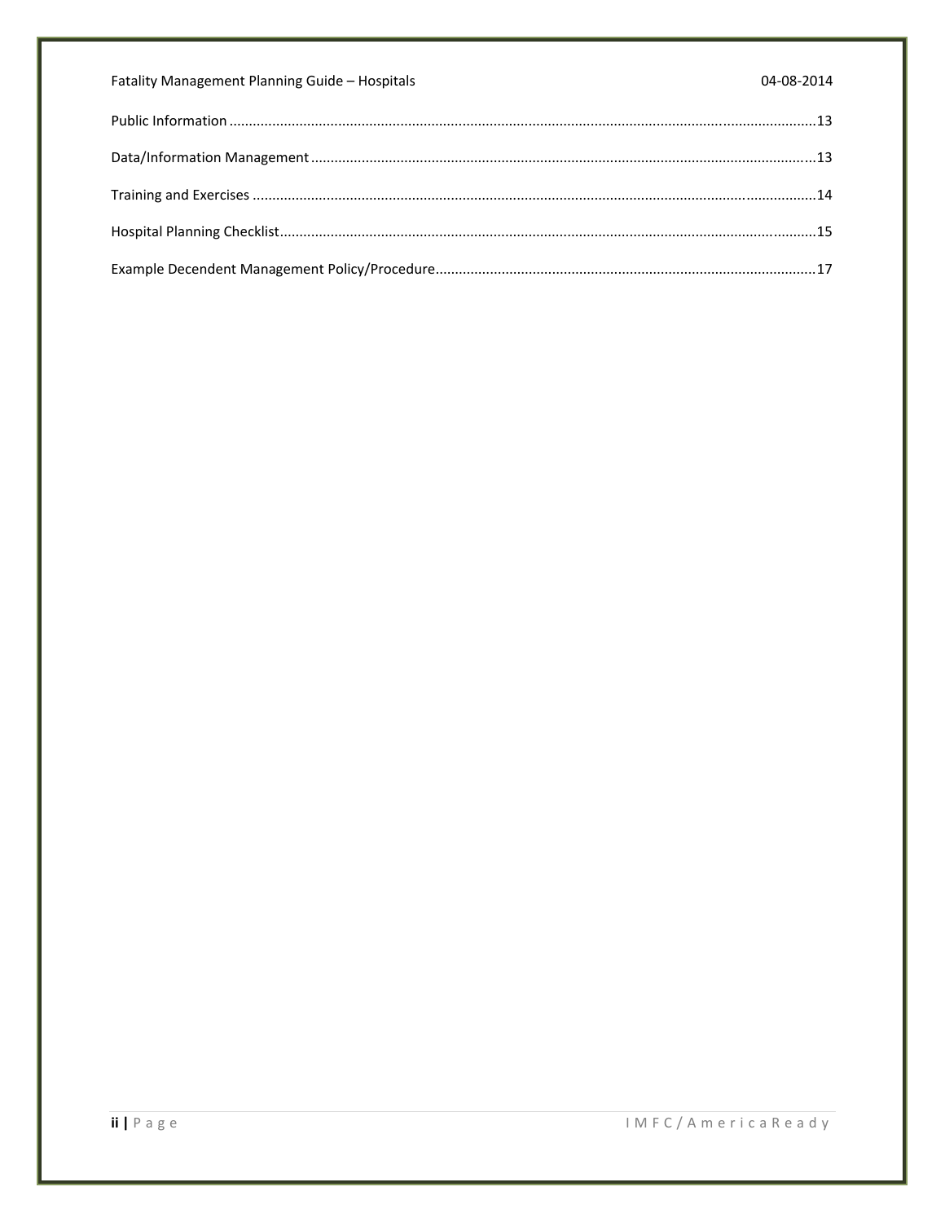Public Information ..................................................................................................................................13

Data/Information Management ................................................................................................................13

Training and Exercises ..............................................................................................................................14

Hospital Planning Checklist.......................................................................................................................15

Example Decendent Management Policy/Procedure.................................................................................17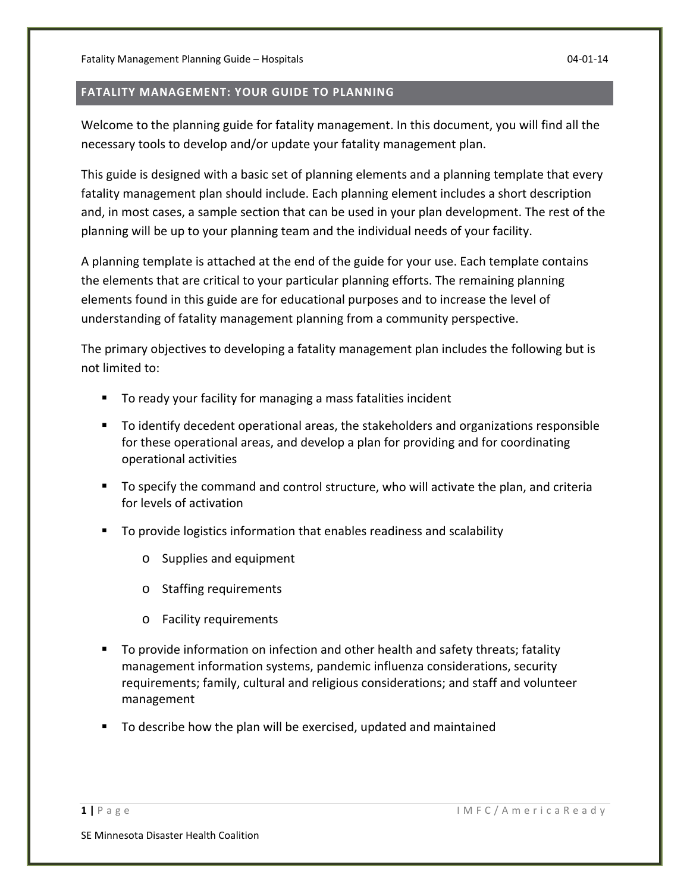## FATALITY MANAGEMENT: YOUR GUIDE TO PLANNING

Welcome to the planning guide for fatality management. In this document, you will find all the necessary tools to develop and/or update your fatality management plan.

This guide is designed with a basic set of planning elements and a planning template that every fatality management plan should include. Each planning element includes a short description and, in most cases, a sample section that can be used in your plan development. The rest of the planning will be up to your planning team and the individual needs of your facility.

A planning template is attached at the end of the guide for your use. Each template contains the elements that are critical to your particular planning efforts. The remaining planning elements found in this guide are for educational purposes and to increase the level of understanding of fatality management planning from a community perspective.

The primary objectives to developing a fatality management plan includes the following but is not limited to:

- To ready your facility for managing a mass fatalities incident
- To identify decedent operational areas, the stakeholders and organizations responsible for these operational areas, and develop a plan for providing and for coordinating operational activities
- To specify the command and control structure, who will activate the plan, and criteria for levels of activation
- To provide logistics information that enables readiness and scalability
  - Supplies and equipment
  - Staffing requirements
  - Facility requirements
- To provide information on infection and other health and safety threats; fatality management information systems, pandemic influenza considerations, security requirements; family, cultural and religious considerations; and staff and volunteer management
- To describe how the plan will be exercised, updated and maintained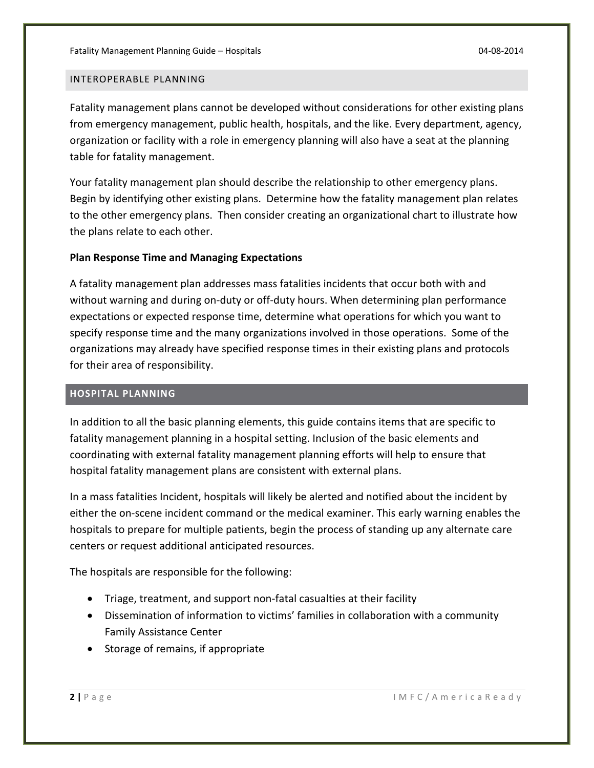## INTEROPERABLE PLANNING

Fatality management plans cannot be developed without considerations for other existing plans from emergency management, public health, hospitals, and the like. Every department, agency, organization or facility with a role in emergency planning will also have a seat at the planning table for fatality management.

Your fatality management plan should describe the relationship to other emergency plans. Begin by identifying other existing plans. Determine how the fatality management plan relates to the other emergency plans. Then consider creating an organizational chart to illustrate how the plans relate to each other.

**Plan Response Time and Managing Expectations**

A fatality management plan addresses mass fatalities incidents that occur both with and without warning and during on-duty or off-duty hours. When determining plan performance expectations or expected response time, determine what operations for which you want to specify response time and the many organizations involved in those operations. Some of the organizations may already have specified response times in their existing plans and protocols for their area of responsibility.

## HOSPITAL PLANNING

In addition to all the basic planning elements, this guide contains items that are specific to fatality management planning in a hospital setting. Inclusion of the basic elements and coordinating with external fatality management planning efforts will help to ensure that hospital fatality management plans are consistent with external plans.

In a mass fatalities Incident, hospitals will likely be alerted and notified about the incident by either the on-scene incident command or the medical examiner. This early warning enables the hospitals to prepare for multiple patients, begin the process of standing up any alternate care centers or request additional anticipated resources.

The hospitals are responsible for the following:

- Triage, treatment, and support non-fatal casualties at their facility
- Dissemination of information to victims' families in collaboration with a community Family Assistance Center
- Storage of remains, if appropriate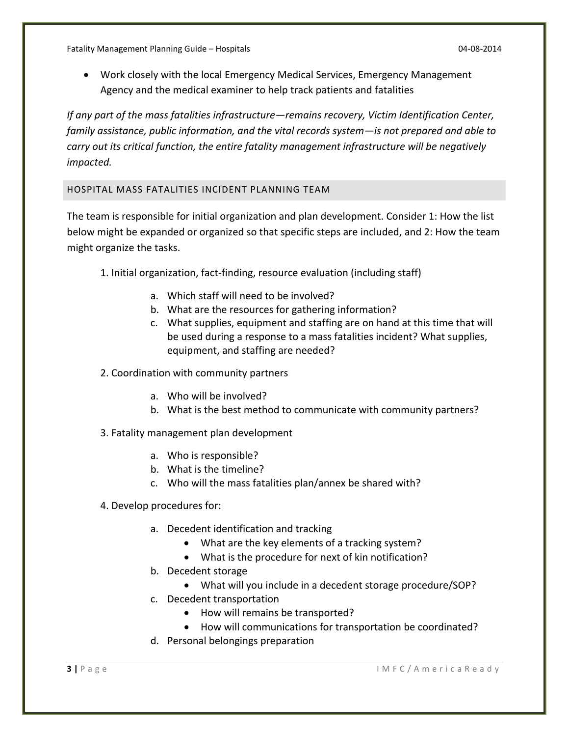- Work closely with the local Emergency Medical Services, Emergency Management Agency and the medical examiner to help track patients and fatalities

*If any part of the mass fatalities infrastructure—remains recovery, Victim Identification Center, family assistance, public information, and the vital records system—is not prepared and able to carry out its critical function, the entire fatality management infrastructure will be negatively impacted.*

## HOSPITAL MASS FATALITIES INCIDENT PLANNING TEAM

The team is responsible for initial organization and plan development. Consider 1: How the list below might be expanded or organized so that specific steps are included, and 2: How the team might organize the tasks.

1. Initial organization, fact-finding, resource evaluation (including staff)
    a. Which staff will need to be involved?
    b. What are the resources for gathering information?
    c. What supplies, equipment and staffing are on hand at this time that will be used during a response to a mass fatalities incident? What supplies, equipment, and staffing are needed?
2. Coordination with community partners
    a. Who will be involved?
    b. What is the best method to communicate with community partners?
3. Fatality management plan development
    a. Who is responsible?
    b. What is the timeline?
    c. Who will the mass fatalities plan/annex be shared with?
4. Develop procedures for:
    a. Decedent identification and tracking
        - What are the key elements of a tracking system?
        - What is the procedure for next of kin notification?
    b. Decedent storage
        - What will you include in a decedent storage procedure/SOP?
    c. Decedent transportation
        - How will remains be transported?
        - How will communications for transportation be coordinated?
    d. Personal belongings preparation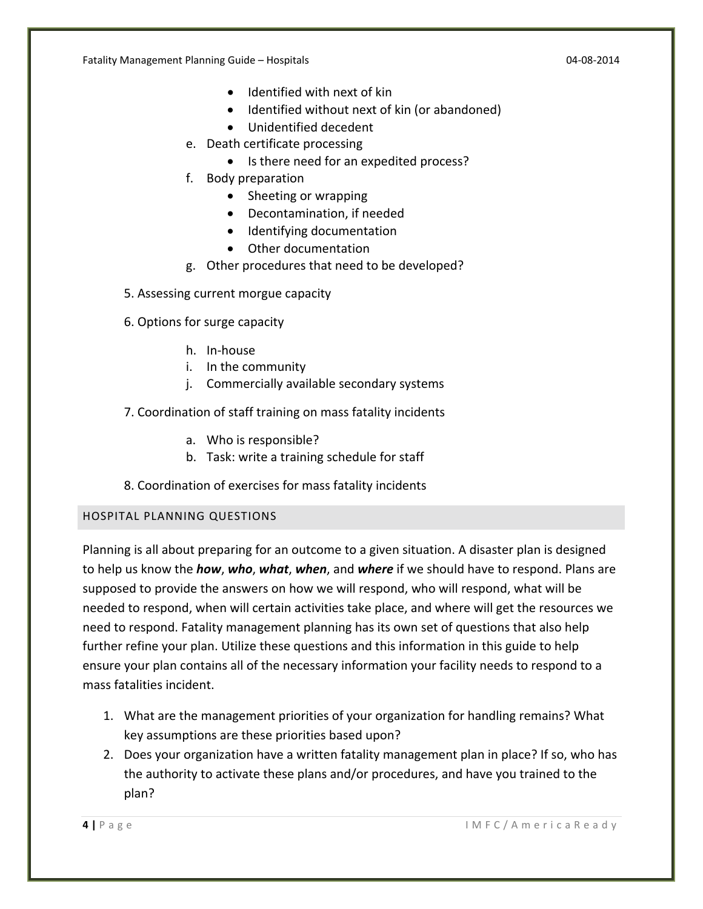- Identified with next of kin
    - Identified without next of kin (or abandoned)
    - Unidentified decedent

  e. Death certificate processing
    - Is there need for an expedited process?

  f. Body preparation
    - Sheeting or wrapping
    - Decontamination, if needed
    - Identifying documentation
    - Other documentation

  g. Other procedures that need to be developed?

5. Assessing current morgue capacity

6. Options for surge capacity

  h. In-house
  i. In the community
  j. Commercially available secondary systems

7. Coordination of staff training on mass fatality incidents

  a. Who is responsible?
  b. Task: write a training schedule for staff

8. Coordination of exercises for mass fatality incidents

## HOSPITAL PLANNING QUESTIONS

Planning is all about preparing for an outcome to a given situation. A disaster plan is designed to help us know the ***how***, ***who***, ***what***, ***when***, and ***where*** if we should have to respond. Plans are supposed to provide the answers on how we will respond, who will respond, what will be needed to respond, when will certain activities take place, and where will get the resources we need to respond. Fatality management planning has its own set of questions that also help further refine your plan. Utilize these questions and this information in this guide to help ensure your plan contains all of the necessary information your facility needs to respond to a mass fatalities incident.

1. What are the management priorities of your organization for handling remains? What key assumptions are these priorities based upon?
2. Does your organization have a written fatality management plan in place? If so, who has the authority to activate these plans and/or procedures, and have you trained to the plan?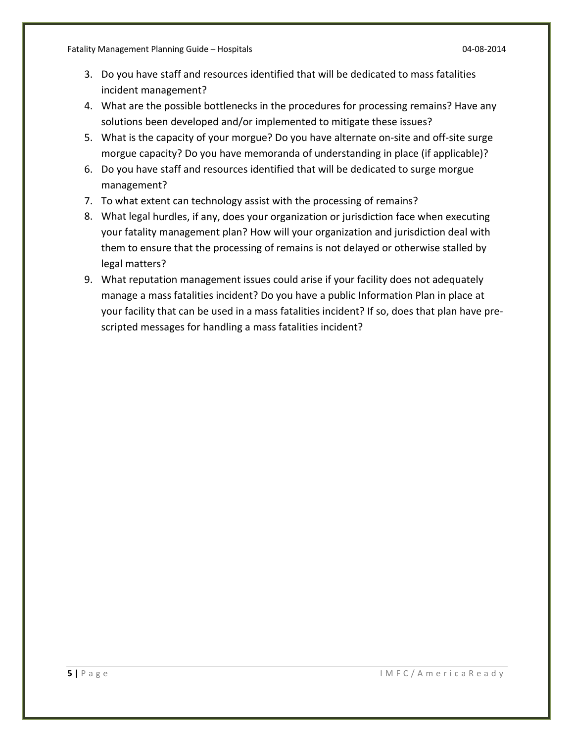3. Do you have staff and resources identified that will be dedicated to mass fatalities incident management?
4. What are the possible bottlenecks in the procedures for processing remains? Have any solutions been developed and/or implemented to mitigate these issues?
5. What is the capacity of your morgue? Do you have alternate on-site and off-site surge morgue capacity? Do you have memoranda of understanding in place (if applicable)?
6. Do you have staff and resources identified that will be dedicated to surge morgue management?
7. To what extent can technology assist with the processing of remains?
8. What legal hurdles, if any, does your organization or jurisdiction face when executing your fatality management plan? How will your organization and jurisdiction deal with them to ensure that the processing of remains is not delayed or otherwise stalled by legal matters?
9. What reputation management issues could arise if your facility does not adequately manage a mass fatalities incident? Do you have a public Information Plan in place at your facility that can be used in a mass fatalities incident? If so, does that plan have pre-scripted messages for handling a mass fatalities incident?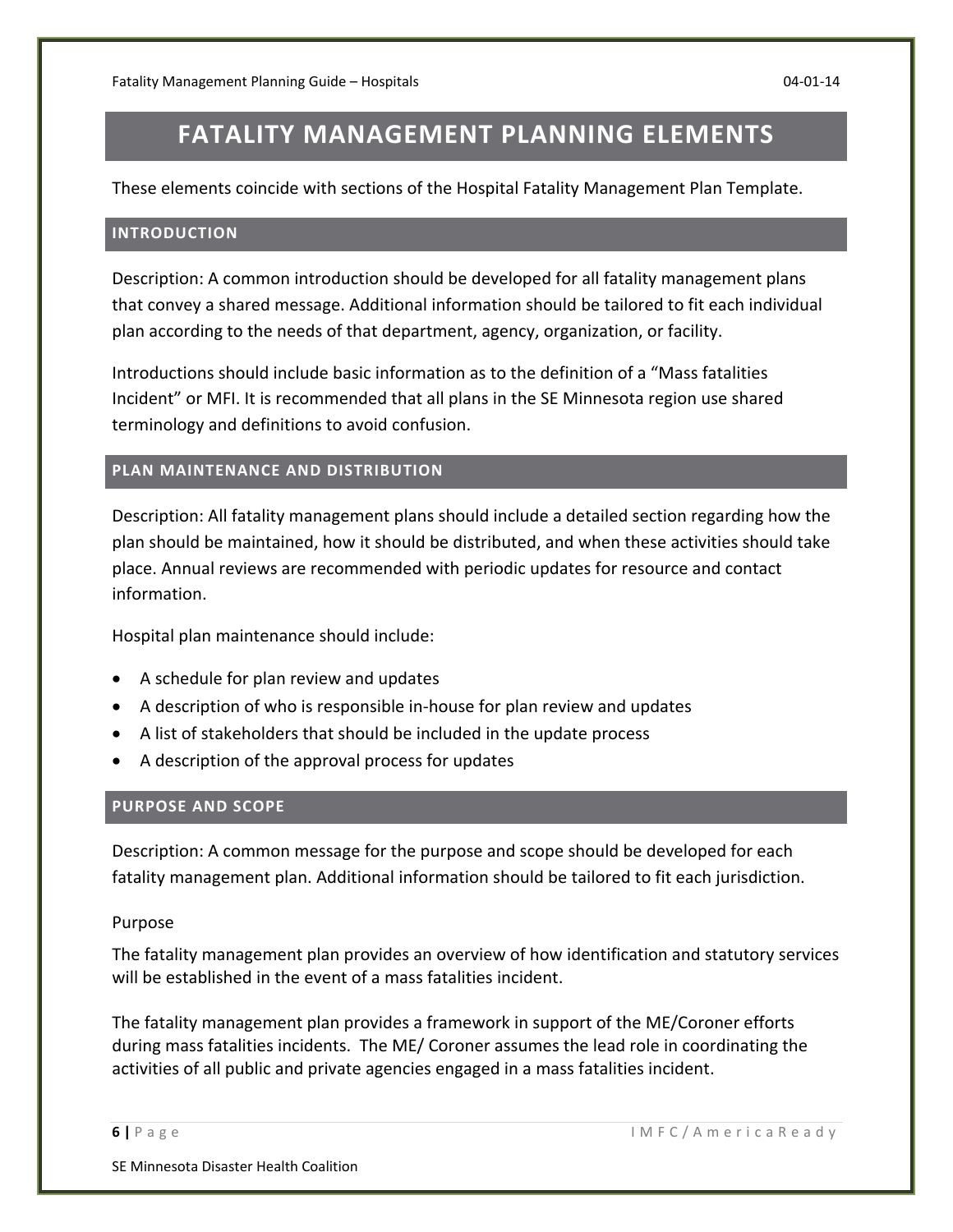# FATALITY MANAGEMENT PLANNING ELEMENTS

These elements coincide with sections of the Hospital Fatality Management Plan Template.

## INTRODUCTION

Description: A common introduction should be developed for all fatality management plans that convey a shared message. Additional information should be tailored to fit each individual plan according to the needs of that department, agency, organization, or facility.

Introductions should include basic information as to the definition of a "Mass fatalities Incident" or MFI. It is recommended that all plans in the SE Minnesota region use shared terminology and definitions to avoid confusion.

## PLAN MAINTENANCE AND DISTRIBUTION

Description: All fatality management plans should include a detailed section regarding how the plan should be maintained, how it should be distributed, and when these activities should take place. Annual reviews are recommended with periodic updates for resource and contact information.

Hospital plan maintenance should include:

- A schedule for plan review and updates
- A description of who is responsible in-house for plan review and updates
- A list of stakeholders that should be included in the update process
- A description of the approval process for updates

## PURPOSE AND SCOPE

Description: A common message for the purpose and scope should be developed for each fatality management plan. Additional information should be tailored to fit each jurisdiction.

Purpose

The fatality management plan provides an overview of how identification and statutory services will be established in the event of a mass fatalities incident.

The fatality management plan provides a framework in support of the ME/Coroner efforts during mass fatalities incidents. The ME/ Coroner assumes the lead role in coordinating the activities of all public and private agencies engaged in a mass fatalities incident.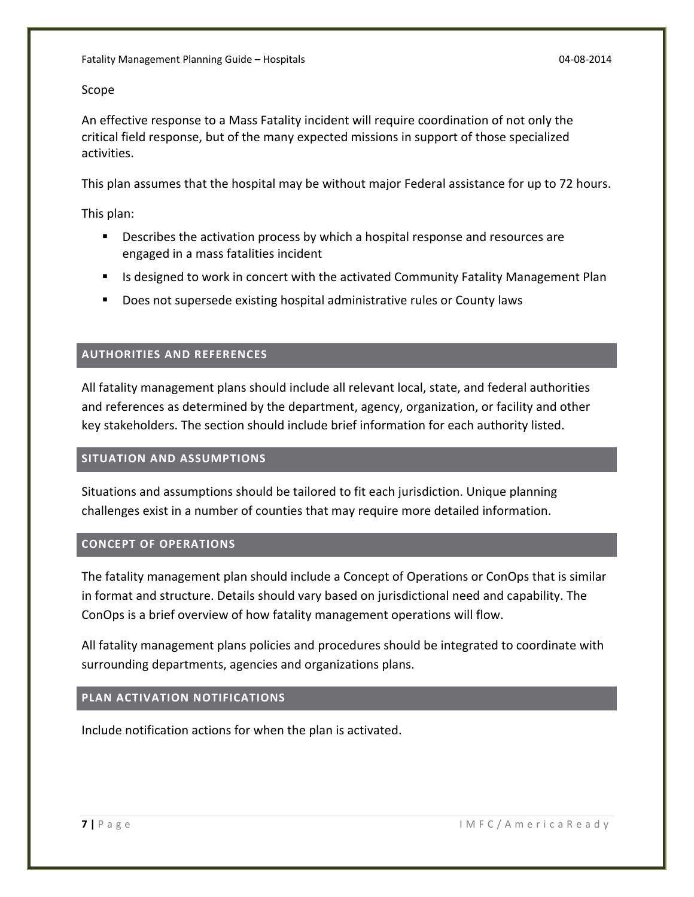Scope

An effective response to a Mass Fatality incident will require coordination of not only the critical field response, but of the many expected missions in support of those specialized activities.

This plan assumes that the hospital may be without major Federal assistance for up to 72 hours.

This plan:

- Describes the activation process by which a hospital response and resources are engaged in a mass fatalities incident
- Is designed to work in concert with the activated Community Fatality Management Plan
- Does not supersede existing hospital administrative rules or County laws

## AUTHORITIES AND REFERENCES

All fatality management plans should include all relevant local, state, and federal authorities and references as determined by the department, agency, organization, or facility and other key stakeholders. The section should include brief information for each authority listed.

## SITUATION AND ASSUMPTIONS

Situations and assumptions should be tailored to fit each jurisdiction. Unique planning challenges exist in a number of counties that may require more detailed information.

## CONCEPT OF OPERATIONS

The fatality management plan should include a Concept of Operations or ConOps that is similar in format and structure. Details should vary based on jurisdictional need and capability. The ConOps is a brief overview of how fatality management operations will flow.

All fatality management plans policies and procedures should be integrated to coordinate with surrounding departments, agencies and organizations plans.

## PLAN ACTIVATION NOTIFICATIONS

Include notification actions for when the plan is activated.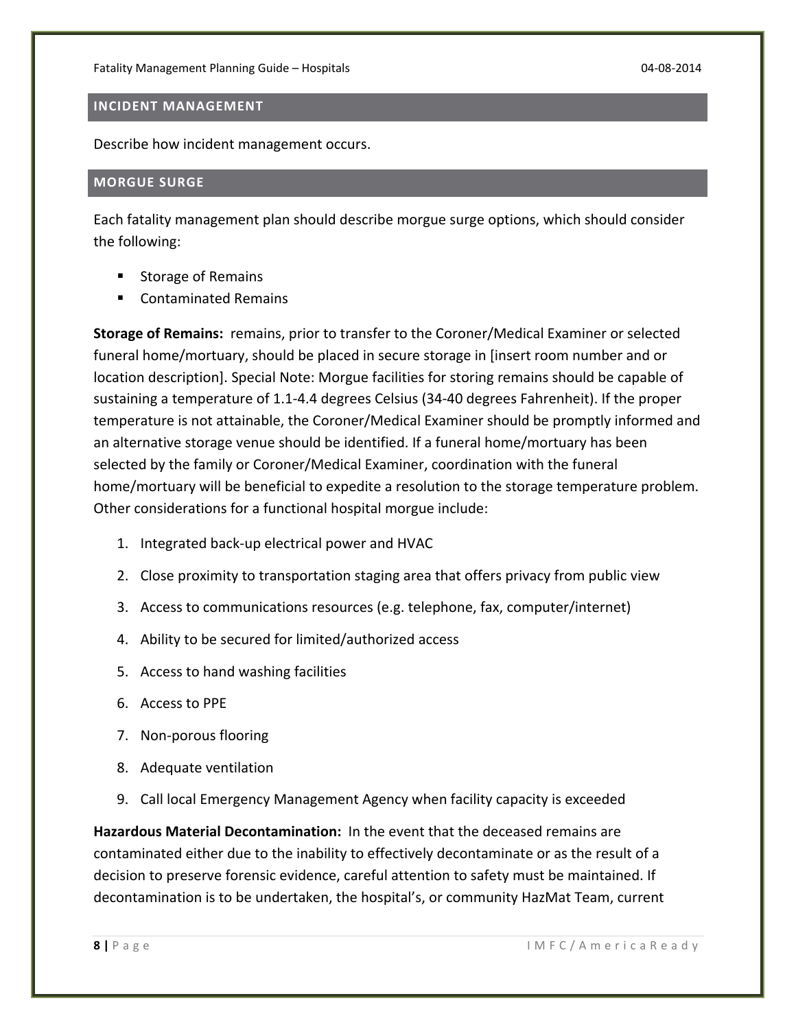## INCIDENT MANAGEMENT

Describe how incident management occurs.

## MORGUE SURGE

Each fatality management plan should describe morgue surge options, which should consider the following:

- Storage of Remains
- Contaminated Remains

**Storage of Remains:** remains, prior to transfer to the Coroner/Medical Examiner or selected funeral home/mortuary, should be placed in secure storage in [insert room number and or location description]. Special Note: Morgue facilities for storing remains should be capable of sustaining a temperature of 1.1-4.4 degrees Celsius (34-40 degrees Fahrenheit). If the proper temperature is not attainable, the Coroner/Medical Examiner should be promptly informed and an alternative storage venue should be identified. If a funeral home/mortuary has been selected by the family or Coroner/Medical Examiner, coordination with the funeral home/mortuary will be beneficial to expedite a resolution to the storage temperature problem. Other considerations for a functional hospital morgue include:

1. Integrated back-up electrical power and HVAC
2. Close proximity to transportation staging area that offers privacy from public view
3. Access to communications resources (e.g. telephone, fax, computer/internet)
4. Ability to be secured for limited/authorized access
5. Access to hand washing facilities
6. Access to PPE
7. Non-porous flooring
8. Adequate ventilation
9. Call local Emergency Management Agency when facility capacity is exceeded

**Hazardous Material Decontamination:** In the event that the deceased remains are contaminated either due to the inability to effectively decontaminate or as the result of a decision to preserve forensic evidence, careful attention to safety must be maintained. If decontamination is to be undertaken, the hospital's, or community HazMat Team, current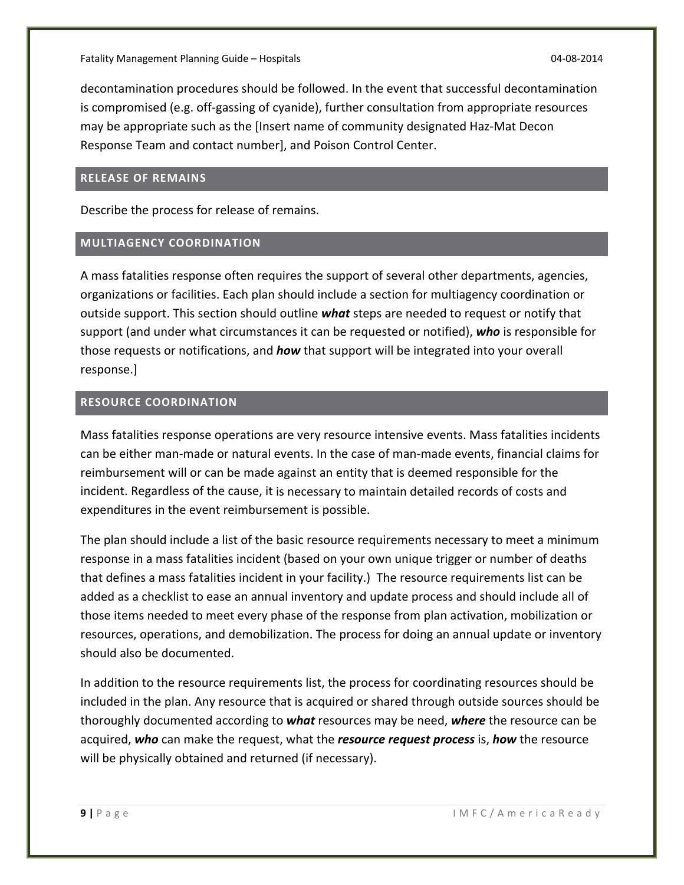decontamination procedures should be followed. In the event that successful decontamination is compromised (e.g. off-gassing of cyanide), further consultation from appropriate resources may be appropriate such as the [Insert name of community designated Haz-Mat Decon Response Team and contact number], and Poison Control Center.

## RELEASE OF REMAINS

Describe the process for release of remains.

## MULTIAGENCY COORDINATION

A mass fatalities response often requires the support of several other departments, agencies, organizations or facilities. Each plan should include a section for multiagency coordination or outside support. This section should outline ***what*** steps are needed to request or notify that support (and under what circumstances it can be requested or notified), ***who*** is responsible for those requests or notifications, and ***how*** that support will be integrated into your overall response.]

## RESOURCE COORDINATION

Mass fatalities response operations are very resource intensive events. Mass fatalities incidents can be either man-made or natural events. In the case of man-made events, financial claims for reimbursement will or can be made against an entity that is deemed responsible for the incident. Regardless of the cause, it is necessary to maintain detailed records of costs and expenditures in the event reimbursement is possible.

The plan should include a list of the basic resource requirements necessary to meet a minimum response in a mass fatalities incident (based on your own unique trigger or number of deaths that defines a mass fatalities incident in your facility.) The resource requirements list can be added as a checklist to ease an annual inventory and update process and should include all of those items needed to meet every phase of the response from plan activation, mobilization or resources, operations, and demobilization. The process for doing an annual update or inventory should also be documented.

In addition to the resource requirements list, the process for coordinating resources should be included in the plan. Any resource that is acquired or shared through outside sources should be thoroughly documented according to ***what*** resources may be need, ***where*** the resource can be acquired, ***who*** can make the request, what the ***resource request process*** is, ***how*** the resource will be physically obtained and returned (if necessary).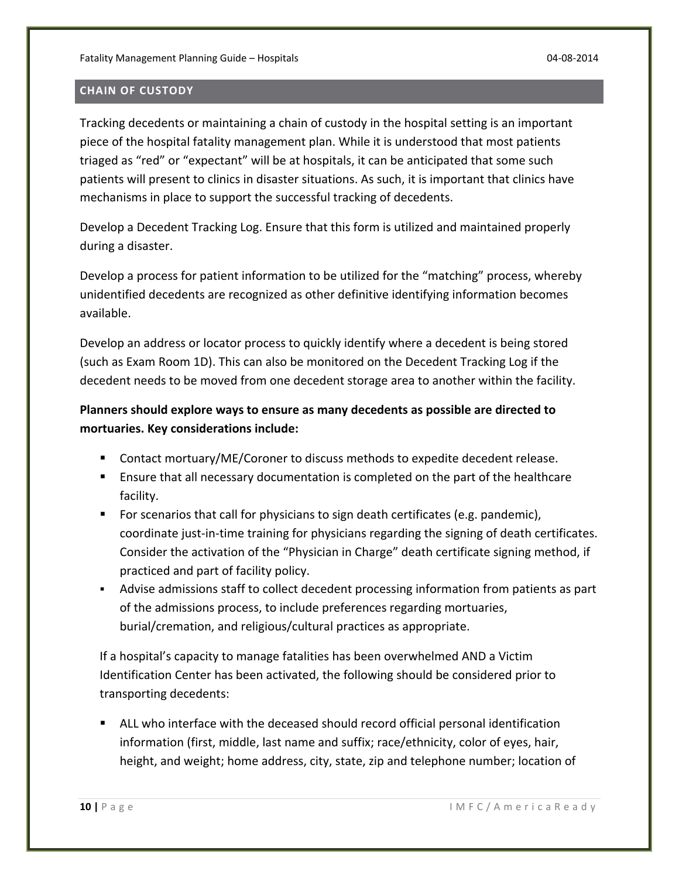## CHAIN OF CUSTODY

Tracking decedents or maintaining a chain of custody in the hospital setting is an important piece of the hospital fatality management plan. While it is understood that most patients triaged as "red" or "expectant" will be at hospitals, it can be anticipated that some such patients will present to clinics in disaster situations. As such, it is important that clinics have mechanisms in place to support the successful tracking of decedents.

Develop a Decedent Tracking Log. Ensure that this form is utilized and maintained properly during a disaster.

Develop a process for patient information to be utilized for the "matching" process, whereby unidentified decedents are recognized as other definitive identifying information becomes available.

Develop an address or locator process to quickly identify where a decedent is being stored (such as Exam Room 1D). This can also be monitored on the Decedent Tracking Log if the decedent needs to be moved from one decedent storage area to another within the facility.

**Planners should explore ways to ensure as many decedents as possible are directed to mortuaries. Key considerations include:**

- Contact mortuary/ME/Coroner to discuss methods to expedite decedent release.
- Ensure that all necessary documentation is completed on the part of the healthcare facility.
- For scenarios that call for physicians to sign death certificates (e.g. pandemic), coordinate just-in-time training for physicians regarding the signing of death certificates. Consider the activation of the "Physician in Charge" death certificate signing method, if practiced and part of facility policy.
- Advise admissions staff to collect decedent processing information from patients as part of the admissions process, to include preferences regarding mortuaries, burial/cremation, and religious/cultural practices as appropriate.

If a hospital's capacity to manage fatalities has been overwhelmed AND a Victim Identification Center has been activated, the following should be considered prior to transporting decedents:

- ALL who interface with the deceased should record official personal identification information (first, middle, last name and suffix; race/ethnicity, color of eyes, hair, height, and weight; home address, city, state, zip and telephone number; location of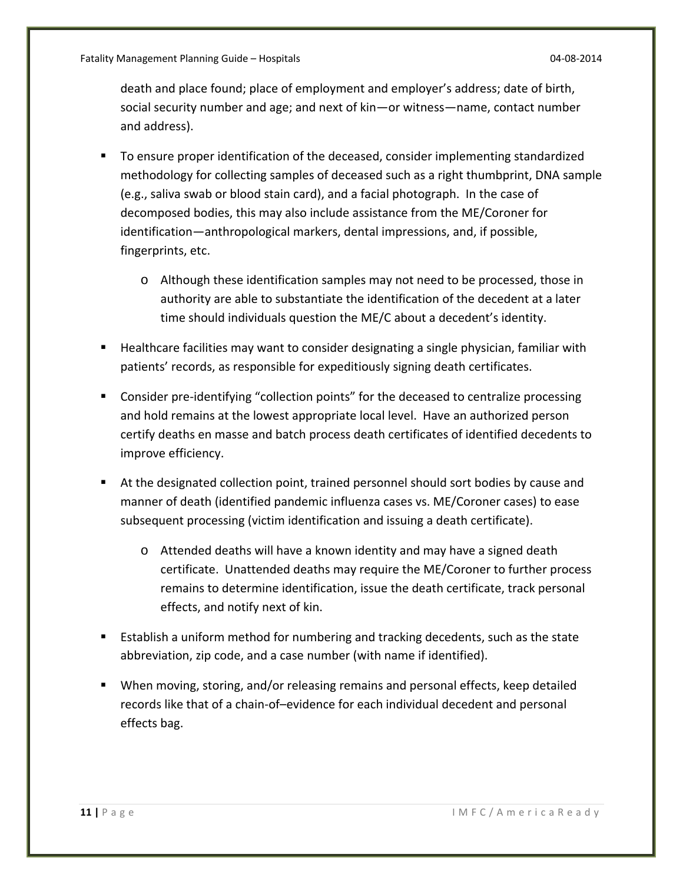death and place found; place of employment and employer's address; date of birth, social security number and age; and next of kin—or witness—name, contact number and address).

- To ensure proper identification of the deceased, consider implementing standardized methodology for collecting samples of deceased such as a right thumbprint, DNA sample (e.g., saliva swab or blood stain card), and a facial photograph. In the case of decomposed bodies, this may also include assistance from the ME/Coroner for identification—anthropological markers, dental impressions, and, if possible, fingerprints, etc.
  - Although these identification samples may not need to be processed, those in authority are able to substantiate the identification of the decedent at a later time should individuals question the ME/C about a decedent's identity.
- Healthcare facilities may want to consider designating a single physician, familiar with patients' records, as responsible for expeditiously signing death certificates.
- Consider pre-identifying "collection points" for the deceased to centralize processing and hold remains at the lowest appropriate local level. Have an authorized person certify deaths en masse and batch process death certificates of identified decedents to improve efficiency.
- At the designated collection point, trained personnel should sort bodies by cause and manner of death (identified pandemic influenza cases vs. ME/Coroner cases) to ease subsequent processing (victim identification and issuing a death certificate).
  - Attended deaths will have a known identity and may have a signed death certificate. Unattended deaths may require the ME/Coroner to further process remains to determine identification, issue the death certificate, track personal effects, and notify next of kin.
- Establish a uniform method for numbering and tracking decedents, such as the state abbreviation, zip code, and a case number (with name if identified).
- When moving, storing, and/or releasing remains and personal effects, keep detailed records like that of a chain-of–evidence for each individual decedent and personal effects bag.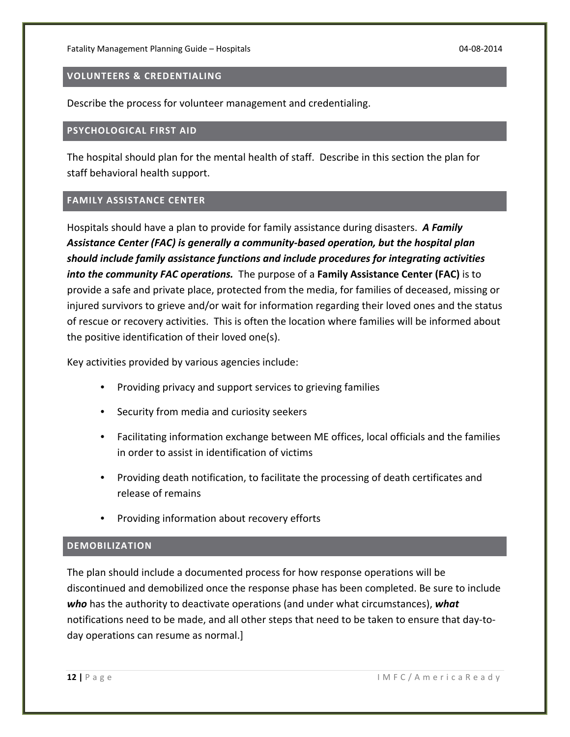## VOLUNTEERS & CREDENTIALING

Describe the process for volunteer management and credentialing.

## PSYCHOLOGICAL FIRST AID

The hospital should plan for the mental health of staff. Describe in this section the plan for staff behavioral health support.

## FAMILY ASSISTANCE CENTER

Hospitals should have a plan to provide for family assistance during disasters. ***A Family Assistance Center (FAC) is generally a community-based operation, but the hospital plan should include family assistance functions and include procedures for integrating activities into the community FAC operations.*** The purpose of a **Family Assistance Center (FAC)** is to provide a safe and private place, protected from the media, for families of deceased, missing or injured survivors to grieve and/or wait for information regarding their loved ones and the status of rescue or recovery activities. This is often the location where families will be informed about the positive identification of their loved one(s).

Key activities provided by various agencies include:

- Providing privacy and support services to grieving families
- Security from media and curiosity seekers
- Facilitating information exchange between ME offices, local officials and the families in order to assist in identification of victims
- Providing death notification, to facilitate the processing of death certificates and release of remains
- Providing information about recovery efforts

## DEMOBILIZATION

The plan should include a documented process for how response operations will be discontinued and demobilized once the response phase has been completed. Be sure to include ***who*** has the authority to deactivate operations (and under what circumstances), ***what*** notifications need to be made, and all other steps that need to be taken to ensure that day-to-day operations can resume as normal.]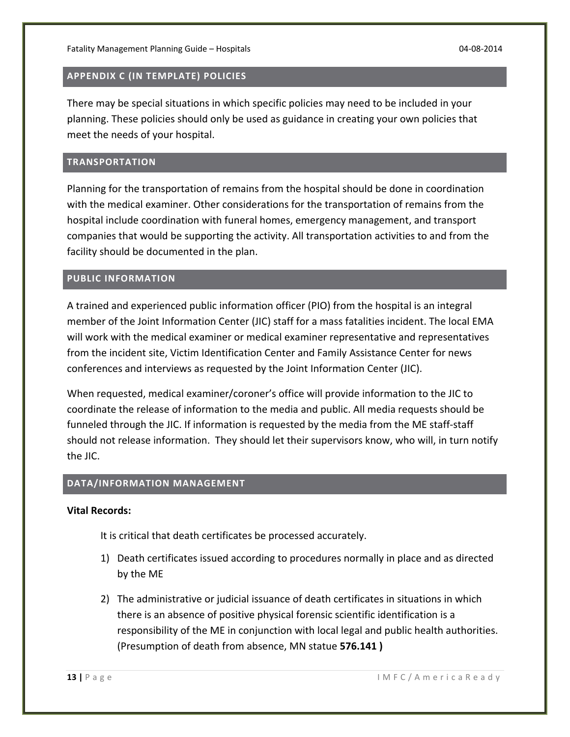## APPENDIX C (IN TEMPLATE) POLICIES

There may be special situations in which specific policies may need to be included in your planning. These policies should only be used as guidance in creating your own policies that meet the needs of your hospital.

## TRANSPORTATION

Planning for the transportation of remains from the hospital should be done in coordination with the medical examiner. Other considerations for the transportation of remains from the hospital include coordination with funeral homes, emergency management, and transport companies that would be supporting the activity. All transportation activities to and from the facility should be documented in the plan.

## PUBLIC INFORMATION

A trained and experienced public information officer (PIO) from the hospital is an integral member of the Joint Information Center (JIC) staff for a mass fatalities incident. The local EMA will work with the medical examiner or medical examiner representative and representatives from the incident site, Victim Identification Center and Family Assistance Center for news conferences and interviews as requested by the Joint Information Center (JIC).

When requested, medical examiner/coroner's office will provide information to the JIC to coordinate the release of information to the media and public. All media requests should be funneled through the JIC. If information is requested by the media from the ME staff-staff should not release information. They should let their supervisors know, who will, in turn notify the JIC.

## DATA/INFORMATION MANAGEMENT

**Vital Records:**

It is critical that death certificates be processed accurately.

1) Death certificates issued according to procedures normally in place and as directed by the ME
2) The administrative or judicial issuance of death certificates in situations in which there is an absence of positive physical forensic scientific identification is a responsibility of the ME in conjunction with local legal and public health authorities. (Presumption of death from absence, MN statue **576.141 )**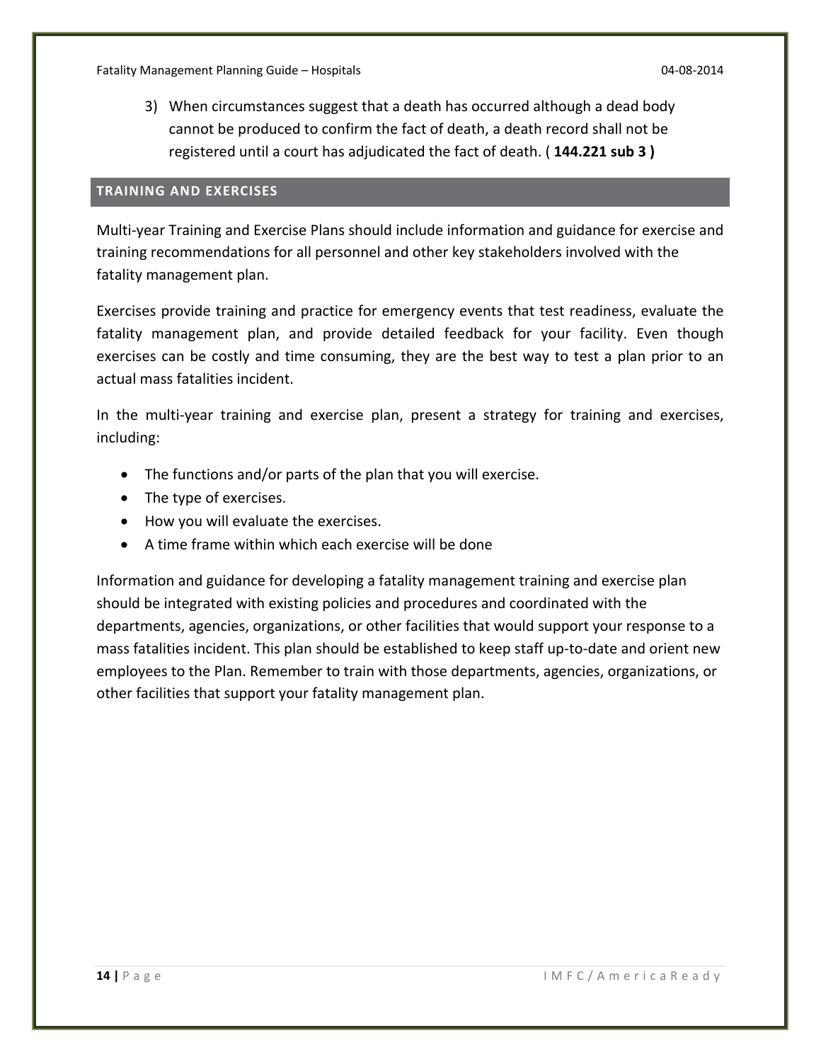3) When circumstances suggest that a death has occurred although a dead body cannot be produced to confirm the fact of death, a death record shall not be registered until a court has adjudicated the fact of death. ( **144.221 sub 3 )**

## TRAINING AND EXERCISES

Multi-year Training and Exercise Plans should include information and guidance for exercise and training recommendations for all personnel and other key stakeholders involved with the fatality management plan.

Exercises provide training and practice for emergency events that test readiness, evaluate the fatality management plan, and provide detailed feedback for your facility. Even though exercises can be costly and time consuming, they are the best way to test a plan prior to an actual mass fatalities incident.

In the multi-year training and exercise plan, present a strategy for training and exercises, including:

- The functions and/or parts of the plan that you will exercise.
- The type of exercises.
- How you will evaluate the exercises.
- A time frame within which each exercise will be done

Information and guidance for developing a fatality management training and exercise plan should be integrated with existing policies and procedures and coordinated with the departments, agencies, organizations, or other facilities that would support your response to a mass fatalities incident. This plan should be established to keep staff up-to-date and orient new employees to the Plan. Remember to train with those departments, agencies, organizations, or other facilities that support your fatality management plan.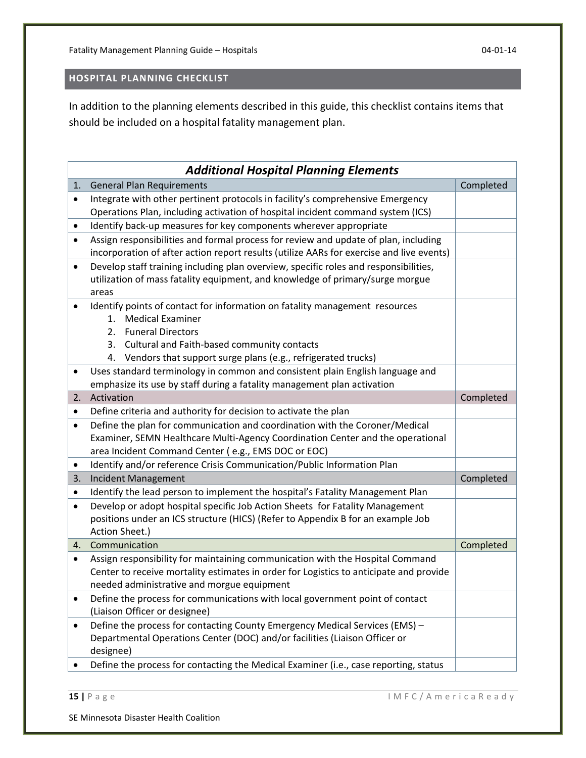## HOSPITAL PLANNING CHECKLIST

In addition to the planning elements described in this guide, this checklist contains items that should be included on a hospital fatality management plan.

| ***Additional Hospital Planning Elements*** | |
|---|---|
| 1. General Plan Requirements | Completed |
| • Integrate with other pertinent protocols in facility's comprehensive Emergency Operations Plan, including activation of hospital incident command system (ICS) | |
| • Identify back-up measures for key components wherever appropriate | |
| • Assign responsibilities and formal process for review and update of plan, including incorporation of after action report results (utilize AARs for exercise and live events) | |
| • Develop staff training including plan overview, specific roles and responsibilities, utilization of mass fatality equipment, and knowledge of primary/surge morgue areas | |
| • Identify points of contact for information on fatality management resources<br>1. Medical Examiner<br>2. Funeral Directors<br>3. Cultural and Faith-based community contacts<br>4. Vendors that support surge plans (e.g., refrigerated trucks) | |
| • Uses standard terminology in common and consistent plain English language and emphasize its use by staff during a fatality management plan activation | |
| 2. Activation | Completed |
| • Define criteria and authority for decision to activate the plan | |
| • Define the plan for communication and coordination with the Coroner/Medical Examiner, SEMN Healthcare Multi-Agency Coordination Center and the operational area Incident Command Center ( e.g., EMS DOC or EOC) | |
| • Identify and/or reference Crisis Communication/Public Information Plan | |
| 3. Incident Management | Completed |
| • Identify the lead person to implement the hospital's Fatality Management Plan | |
| • Develop or adopt hospital specific Job Action Sheets for Fatality Management positions under an ICS structure (HICS) (Refer to Appendix B for an example Job Action Sheet.) | |
| 4. Communication | Completed |
| • Assign responsibility for maintaining communication with the Hospital Command Center to receive mortality estimates in order for Logistics to anticipate and provide needed administrative and morgue equipment | |
| • Define the process for communications with local government point of contact (Liaison Officer or designee) | |
| • Define the process for contacting County Emergency Medical Services (EMS) – Departmental Operations Center (DOC) and/or facilities (Liaison Officer or designee) | |
| • Define the process for contacting the Medical Examiner (i.e., case reporting, status | |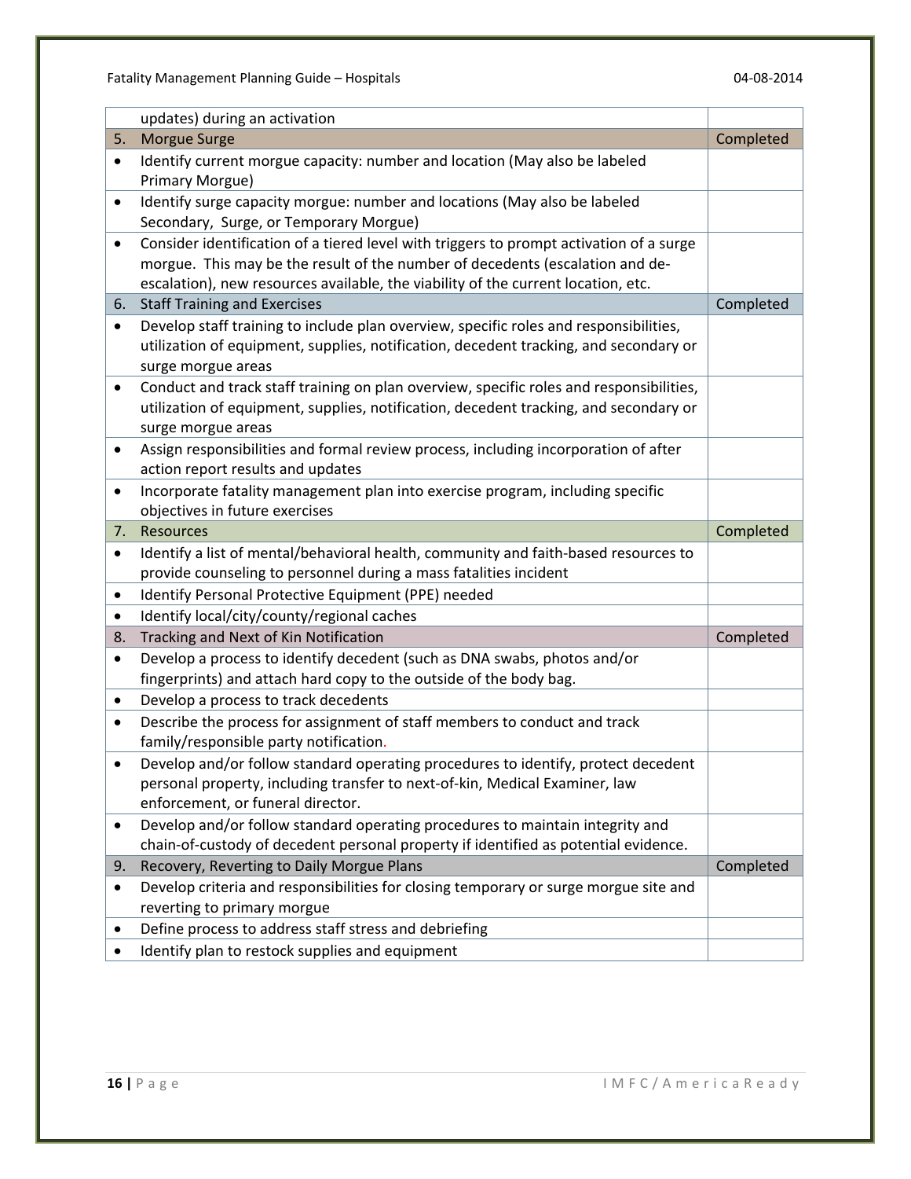| | | |
|---|---|---|
| | updates) during an activation | |
| 5. | Morgue Surge | Completed |
| • | Identify current morgue capacity: number and location (May also be labeled Primary Morgue) | |
| • | Identify surge capacity morgue: number and locations (May also be labeled Secondary, Surge, or Temporary Morgue) | |
| • | Consider identification of a tiered level with triggers to prompt activation of a surge morgue. This may be the result of the number of decedents (escalation and de-escalation), new resources available, the viability of the current location, etc. | |
| 6. | Staff Training and Exercises | Completed |
| • | Develop staff training to include plan overview, specific roles and responsibilities, utilization of equipment, supplies, notification, decedent tracking, and secondary or surge morgue areas | |
| • | Conduct and track staff training on plan overview, specific roles and responsibilities, utilization of equipment, supplies, notification, decedent tracking, and secondary or surge morgue areas | |
| • | Assign responsibilities and formal review process, including incorporation of after action report results and updates | |
| • | Incorporate fatality management plan into exercise program, including specific objectives in future exercises | |
| 7. | Resources | Completed |
| • | Identify a list of mental/behavioral health, community and faith-based resources to provide counseling to personnel during a mass fatalities incident | |
| • | Identify Personal Protective Equipment (PPE) needed | |
| • | Identify local/city/county/regional caches | |
| 8. | Tracking and Next of Kin Notification | Completed |
| • | Develop a process to identify decedent (such as DNA swabs, photos and/or fingerprints) and attach hard copy to the outside of the body bag. | |
| • | Develop a process to track decedents | |
| • | Describe the process for assignment of staff members to conduct and track family/responsible party notification. | |
| • | Develop and/or follow standard operating procedures to identify, protect decedent personal property, including transfer to next-of-kin, Medical Examiner, law enforcement, or funeral director. | |
| • | Develop and/or follow standard operating procedures to maintain integrity and chain-of-custody of decedent personal property if identified as potential evidence. | |
| 9. | Recovery, Reverting to Daily Morgue Plans | Completed |
| • | Develop criteria and responsibilities for closing temporary or surge morgue site and reverting to primary morgue | |
| • | Define process to address staff stress and debriefing | |
| • | Identify plan to restock supplies and equipment | |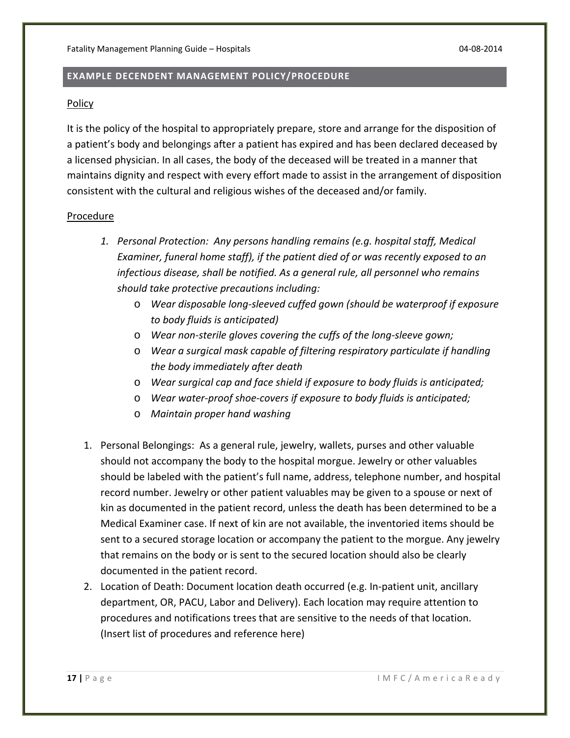## EXAMPLE DECENDENT MANAGEMENT POLICY/PROCEDURE

Policy

It is the policy of the hospital to appropriately prepare, store and arrange for the disposition of a patient's body and belongings after a patient has expired and has been declared deceased by a licensed physician. In all cases, the body of the deceased will be treated in a manner that maintains dignity and respect with every effort made to assist in the arrangement of disposition consistent with the cultural and religious wishes of the deceased and/or family.

Procedure

1. *Personal Protection: Any persons handling remains (e.g. hospital staff, Medical Examiner, funeral home staff), if the patient died of or was recently exposed to an infectious disease, shall be notified. As a general rule, all personnel who remains should take protective precautions including:*
   - *Wear disposable long-sleeved cuffed gown (should be waterproof if exposure to body fluids is anticipated)*
   - *Wear non-sterile gloves covering the cuffs of the long-sleeve gown;*
   - *Wear a surgical mask capable of filtering respiratory particulate if handling the body immediately after death*
   - *Wear surgical cap and face shield if exposure to body fluids is anticipated;*
   - *Wear water-proof shoe-covers if exposure to body fluids is anticipated;*
   - *Maintain proper hand washing*

1. Personal Belongings: As a general rule, jewelry, wallets, purses and other valuable should not accompany the body to the hospital morgue. Jewelry or other valuables should be labeled with the patient's full name, address, telephone number, and hospital record number. Jewelry or other patient valuables may be given to a spouse or next of kin as documented in the patient record, unless the death has been determined to be a Medical Examiner case. If next of kin are not available, the inventoried items should be sent to a secured storage location or accompany the patient to the morgue. Any jewelry that remains on the body or is sent to the secured location should also be clearly documented in the patient record.
2. Location of Death: Document location death occurred (e.g. In-patient unit, ancillary department, OR, PACU, Labor and Delivery). Each location may require attention to procedures and notifications trees that are sensitive to the needs of that location. (Insert list of procedures and reference here)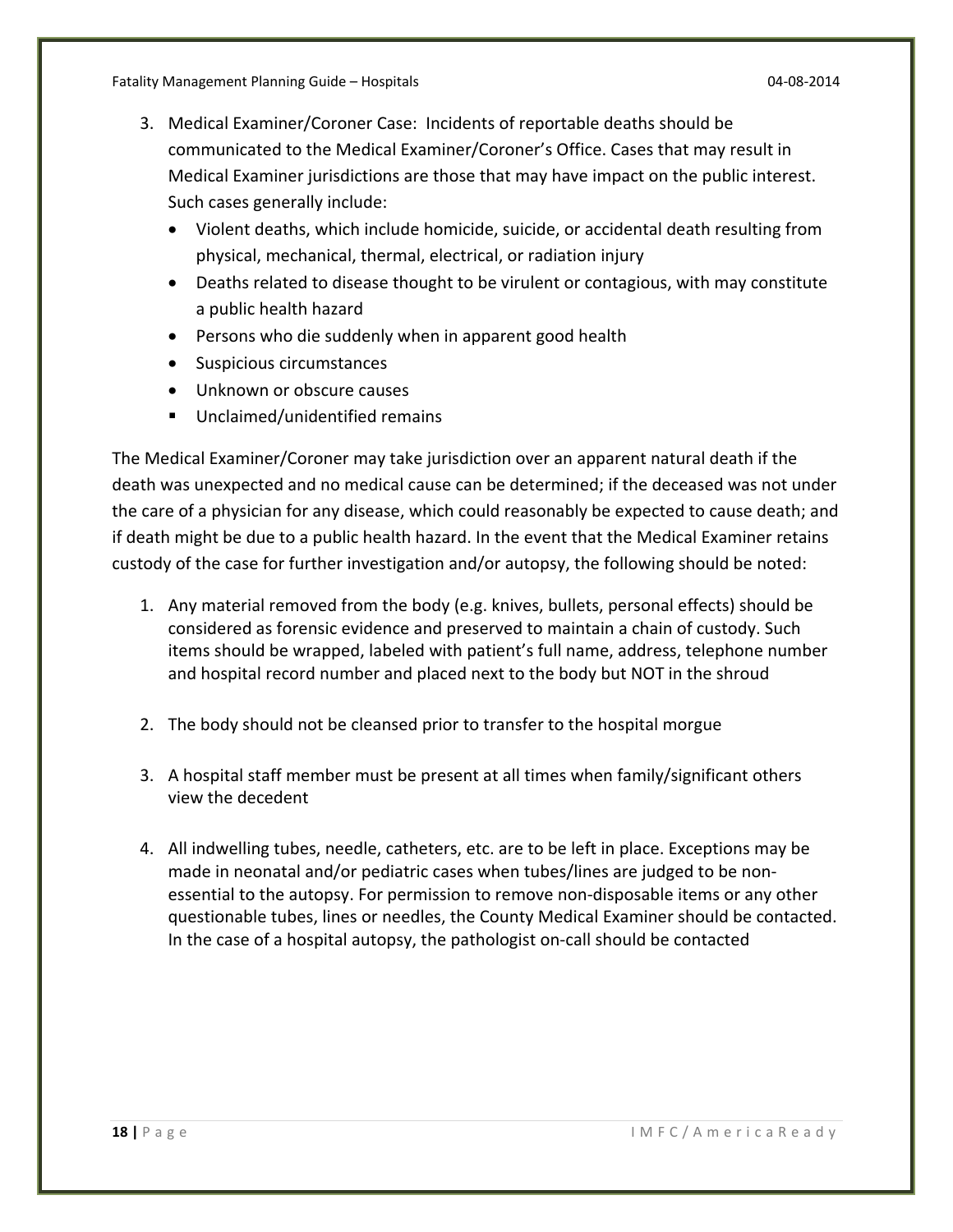3. Medical Examiner/Coroner Case: Incidents of reportable deaths should be communicated to the Medical Examiner/Coroner's Office. Cases that may result in Medical Examiner jurisdictions are those that may have impact on the public interest. Such cases generally include:
   - Violent deaths, which include homicide, suicide, or accidental death resulting from physical, mechanical, thermal, electrical, or radiation injury
   - Deaths related to disease thought to be virulent or contagious, with may constitute a public health hazard
   - Persons who die suddenly when in apparent good health
   - Suspicious circumstances
   - Unknown or obscure causes
   - Unclaimed/unidentified remains

The Medical Examiner/Coroner may take jurisdiction over an apparent natural death if the death was unexpected and no medical cause can be determined; if the deceased was not under the care of a physician for any disease, which could reasonably be expected to cause death; and if death might be due to a public health hazard. In the event that the Medical Examiner retains custody of the case for further investigation and/or autopsy, the following should be noted:

1. Any material removed from the body (e.g. knives, bullets, personal effects) should be considered as forensic evidence and preserved to maintain a chain of custody. Such items should be wrapped, labeled with patient's full name, address, telephone number and hospital record number and placed next to the body but NOT in the shroud

2. The body should not be cleansed prior to transfer to the hospital morgue

3. A hospital staff member must be present at all times when family/significant others view the decedent

4. All indwelling tubes, needle, catheters, etc. are to be left in place. Exceptions may be made in neonatal and/or pediatric cases when tubes/lines are judged to be non-essential to the autopsy. For permission to remove non-disposable items or any other questionable tubes, lines or needles, the County Medical Examiner should be contacted. In the case of a hospital autopsy, the pathologist on-call should be contacted